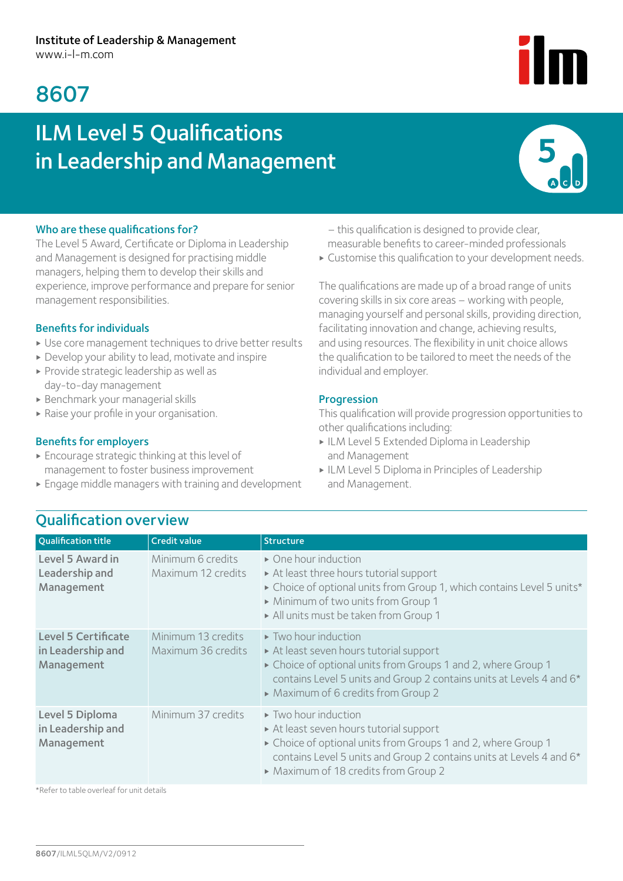Institute of Leadership & Management
www.i-l-m.com

# 8607

# ILM Level 5 Qualifications in Leadership and Management

### Who are these qualifications for?

The Level 5 Award, Certificate or Diploma in Leadership and Management is designed for practising middle managers, helping them to develop their skills and experience, improve performance and prepare for senior management responsibilities.

### Benefits for individuals

- Use core management techniques to drive better results
- Develop your ability to lead, motivate and inspire
- Provide strategic leadership as well as day-to-day management
- Benchmark your managerial skills
- Raise your profile in your organisation.

### Benefits for employers

- Encourage strategic thinking at this level of management to foster business improvement
- Engage middle managers with training and development – this qualification is designed to provide clear, measurable benefits to career-minded professionals
- Customise this qualification to your development needs.

The qualifications are made up of a broad range of units covering skills in six core areas – working with people, managing yourself and personal skills, providing direction, facilitating innovation and change, achieving results, and using resources. The flexibility in unit choice allows the qualification to be tailored to meet the needs of the individual and employer.

### Progression

This qualification will provide progression opportunities to other qualifications including:

- ILM Level 5 Extended Diploma in Leadership and Management
- ILM Level 5 Diploma in Principles of Leadership and Management.

## Qualification overview

| Qualification title | Credit value | Structure |
|---|---|---|
| **Level 5 Award in Leadership and Management** | Minimum 6 credits<br>Maximum 12 credits | ▸ One hour induction<br>▸ At least three hours tutorial support<br>▸ Choice of optional units from Group 1, which contains Level 5 units*<br>▸ Minimum of two units from Group 1<br>▸ All units must be taken from Group 1 |
| **Level 5 Certificate in Leadership and Management** | Minimum 13 credits<br>Maximum 36 credits | ▸ Two hour induction<br>▸ At least seven hours tutorial support<br>▸ Choice of optional units from Groups 1 and 2, where Group 1 contains Level 5 units and Group 2 contains units at Levels 4 and 6*<br>▸ Maximum of 6 credits from Group 2 |
| **Level 5 Diploma in Leadership and Management** | Minimum 37 credits | ▸ Two hour induction<br>▸ At least seven hours tutorial support<br>▸ Choice of optional units from Groups 1 and 2, where Group 1 contains Level 5 units and Group 2 contains units at Levels 4 and 6*<br>▸ Maximum of 18 credits from Group 2 |

*Refer to table overleaf for unit details

8607/ILML5QLM/V2/0912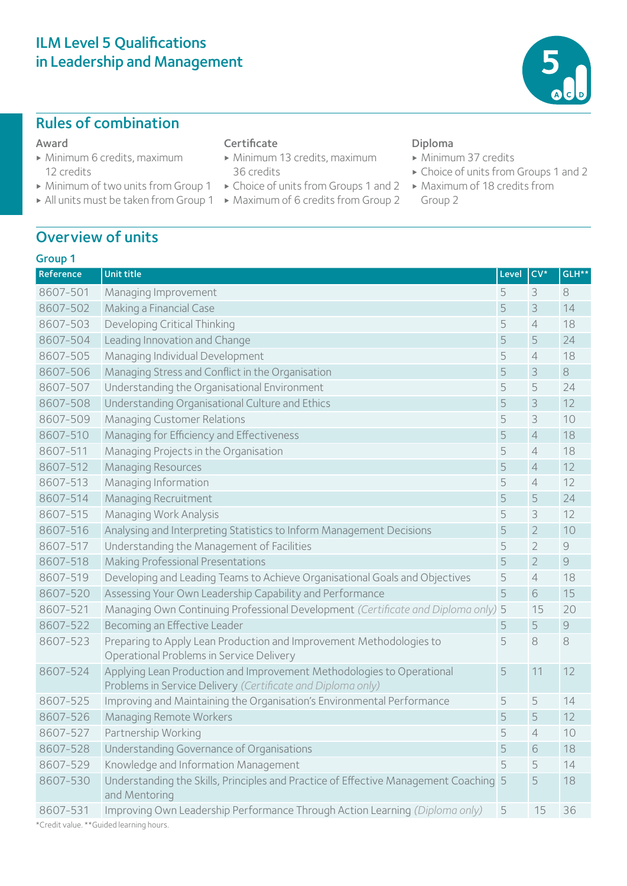# ILM Level 5 Qualifications in Leadership and Management

## Rules of combination

### Award

- Minimum 6 credits, maximum 12 credits
- Minimum of two units from Group 1
- All units must be taken from Group 1

### Certificate

- Minimum 13 credits, maximum 36 credits
- Choice of units from Groups 1 and 2
- Maximum of 6 credits from Group 2

### Diploma

- Minimum 37 credits
- Choice of units from Groups 1 and 2
- Maximum of 18 credits from Group 2

## Overview of units

### Group 1

| Reference | Unit title | Level | CV* | GLH** |
|---|---|---|---|---|
| 8607-501 | Managing Improvement | 5 | 3 | 8 |
| 8607-502 | Making a Financial Case | 5 | 3 | 14 |
| 8607-503 | Developing Critical Thinking | 5 | 4 | 18 |
| 8607-504 | Leading Innovation and Change | 5 | 5 | 24 |
| 8607-505 | Managing Individual Development | 5 | 4 | 18 |
| 8607-506 | Managing Stress and Conflict in the Organisation | 5 | 3 | 8 |
| 8607-507 | Understanding the Organisational Environment | 5 | 5 | 24 |
| 8607-508 | Understanding Organisational Culture and Ethics | 5 | 3 | 12 |
| 8607-509 | Managing Customer Relations | 5 | 3 | 10 |
| 8607-510 | Managing for Efficiency and Effectiveness | 5 | 4 | 18 |
| 8607-511 | Managing Projects in the Organisation | 5 | 4 | 18 |
| 8607-512 | Managing Resources | 5 | 4 | 12 |
| 8607-513 | Managing Information | 5 | 4 | 12 |
| 8607-514 | Managing Recruitment | 5 | 5 | 24 |
| 8607-515 | Managing Work Analysis | 5 | 3 | 12 |
| 8607-516 | Analysing and Interpreting Statistics to Inform Management Decisions | 5 | 2 | 10 |
| 8607-517 | Understanding the Management of Facilities | 5 | 2 | 9 |
| 8607-518 | Making Professional Presentations | 5 | 2 | 9 |
| 8607-519 | Developing and Leading Teams to Achieve Organisational Goals and Objectives | 5 | 4 | 18 |
| 8607-520 | Assessing Your Own Leadership Capability and Performance | 5 | 6 | 15 |
| 8607-521 | Managing Own Continuing Professional Development *(Certificate and Diploma only)* | 5 | 15 | 20 |
| 8607-522 | Becoming an Effective Leader | 5 | 5 | 9 |
| 8607-523 | Preparing to Apply Lean Production and Improvement Methodologies to Operational Problems in Service Delivery | 5 | 8 | 8 |
| 8607-524 | Applying Lean Production and Improvement Methodologies to Operational Problems in Service Delivery *(Certificate and Diploma only)* | 5 | 11 | 12 |
| 8607-525 | Improving and Maintaining the Organisation's Environmental Performance | 5 | 5 | 14 |
| 8607-526 | Managing Remote Workers | 5 | 5 | 12 |
| 8607-527 | Partnership Working | 5 | 4 | 10 |
| 8607-528 | Understanding Governance of Organisations | 5 | 6 | 18 |
| 8607-529 | Knowledge and Information Management | 5 | 5 | 14 |
| 8607-530 | Understanding the Skills, Principles and Practice of Effective Management Coaching and Mentoring | 5 | 5 | 18 |
| 8607-531 | Improving Own Leadership Performance Through Action Learning *(Diploma only)* | 5 | 15 | 36 |

*Credit value. **Guided learning hours.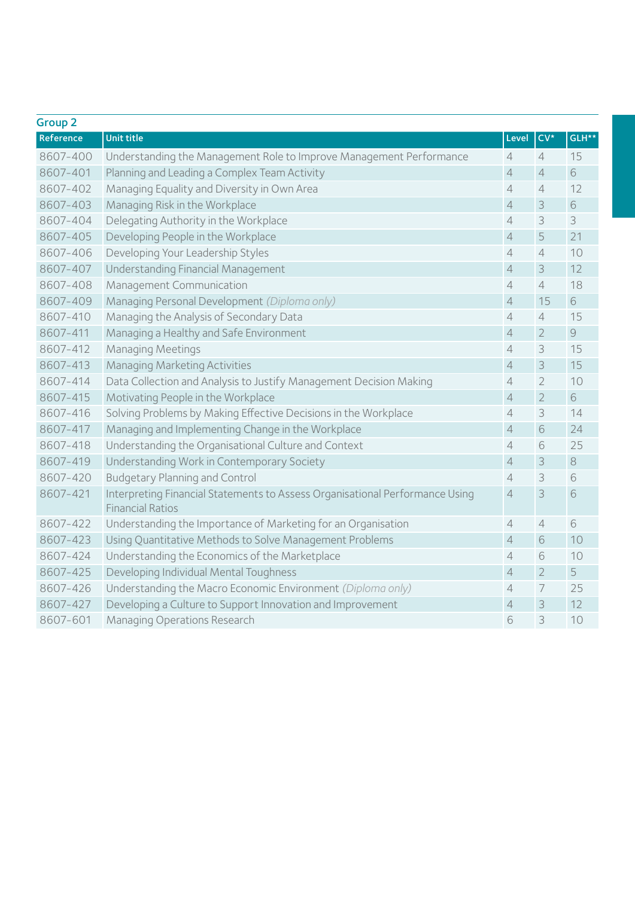## Group 2

| Reference | Unit title | Level | CV* | GLH** |
|---|---|---|---|---|
| 8607-400 | Understanding the Management Role to Improve Management Performance | 4 | 4 | 15 |
| 8607-401 | Planning and Leading a Complex Team Activity | 4 | 4 | 6 |
| 8607-402 | Managing Equality and Diversity in Own Area | 4 | 4 | 12 |
| 8607-403 | Managing Risk in the Workplace | 4 | 3 | 6 |
| 8607-404 | Delegating Authority in the Workplace | 4 | 3 | 3 |
| 8607-405 | Developing People in the Workplace | 4 | 5 | 21 |
| 8607-406 | Developing Your Leadership Styles | 4 | 4 | 10 |
| 8607-407 | Understanding Financial Management | 4 | 3 | 12 |
| 8607-408 | Management Communication | 4 | 4 | 18 |
| 8607-409 | Managing Personal Development *(Diploma only)* | 4 | 15 | 6 |
| 8607-410 | Managing the Analysis of Secondary Data | 4 | 4 | 15 |
| 8607-411 | Managing a Healthy and Safe Environment | 4 | 2 | 9 |
| 8607-412 | Managing Meetings | 4 | 3 | 15 |
| 8607-413 | Managing Marketing Activities | 4 | 3 | 15 |
| 8607-414 | Data Collection and Analysis to Justify Management Decision Making | 4 | 2 | 10 |
| 8607-415 | Motivating People in the Workplace | 4 | 2 | 6 |
| 8607-416 | Solving Problems by Making Effective Decisions in the Workplace | 4 | 3 | 14 |
| 8607-417 | Managing and Implementing Change in the Workplace | 4 | 6 | 24 |
| 8607-418 | Understanding the Organisational Culture and Context | 4 | 6 | 25 |
| 8607-419 | Understanding Work in Contemporary Society | 4 | 3 | 8 |
| 8607-420 | Budgetary Planning and Control | 4 | 3 | 6 |
| 8607-421 | Interpreting Financial Statements to Assess Organisational Performance Using Financial Ratios | 4 | 3 | 6 |
| 8607-422 | Understanding the Importance of Marketing for an Organisation | 4 | 4 | 6 |
| 8607-423 | Using Quantitative Methods to Solve Management Problems | 4 | 6 | 10 |
| 8607-424 | Understanding the Economics of the Marketplace | 4 | 6 | 10 |
| 8607-425 | Developing Individual Mental Toughness | 4 | 2 | 5 |
| 8607-426 | Understanding the Macro Economic Environment *(Diploma only)* | 4 | 7 | 25 |
| 8607-427 | Developing a Culture to Support Innovation and Improvement | 4 | 3 | 12 |
| 8607-601 | Managing Operations Research | 6 | 3 | 10 |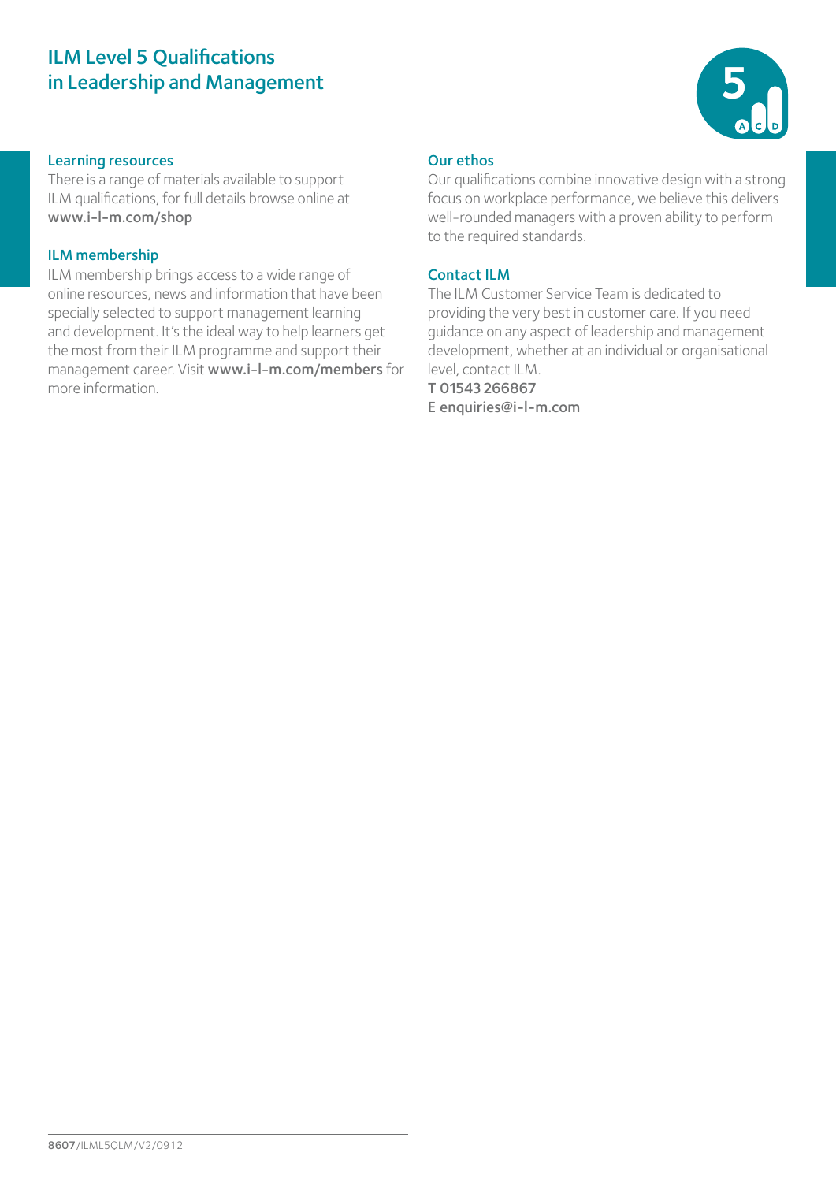# ILM Level 5 Qualifications in Leadership and Management

## Learning resources

There is a range of materials available to support ILM qualifications, for full details browse online at **www.i-l-m.com/shop**

## ILM membership

ILM membership brings access to a wide range of online resources, news and information that have been specially selected to support management learning and development. It's the ideal way to help learners get the most from their ILM programme and support their management career. Visit **www.i-l-m.com/members** for more information.

## Our ethos

Our qualifications combine innovative design with a strong focus on workplace performance, we believe this delivers well-rounded managers with a proven ability to perform to the required standards.

## Contact ILM

The ILM Customer Service Team is dedicated to providing the very best in customer care. If you need guidance on any aspect of leadership and management development, whether at an individual or organisational level, contact ILM.

**T 01543 266867**
**E enquiries@i-l-m.com**

**8607**/ILML5QLM/V2/0912